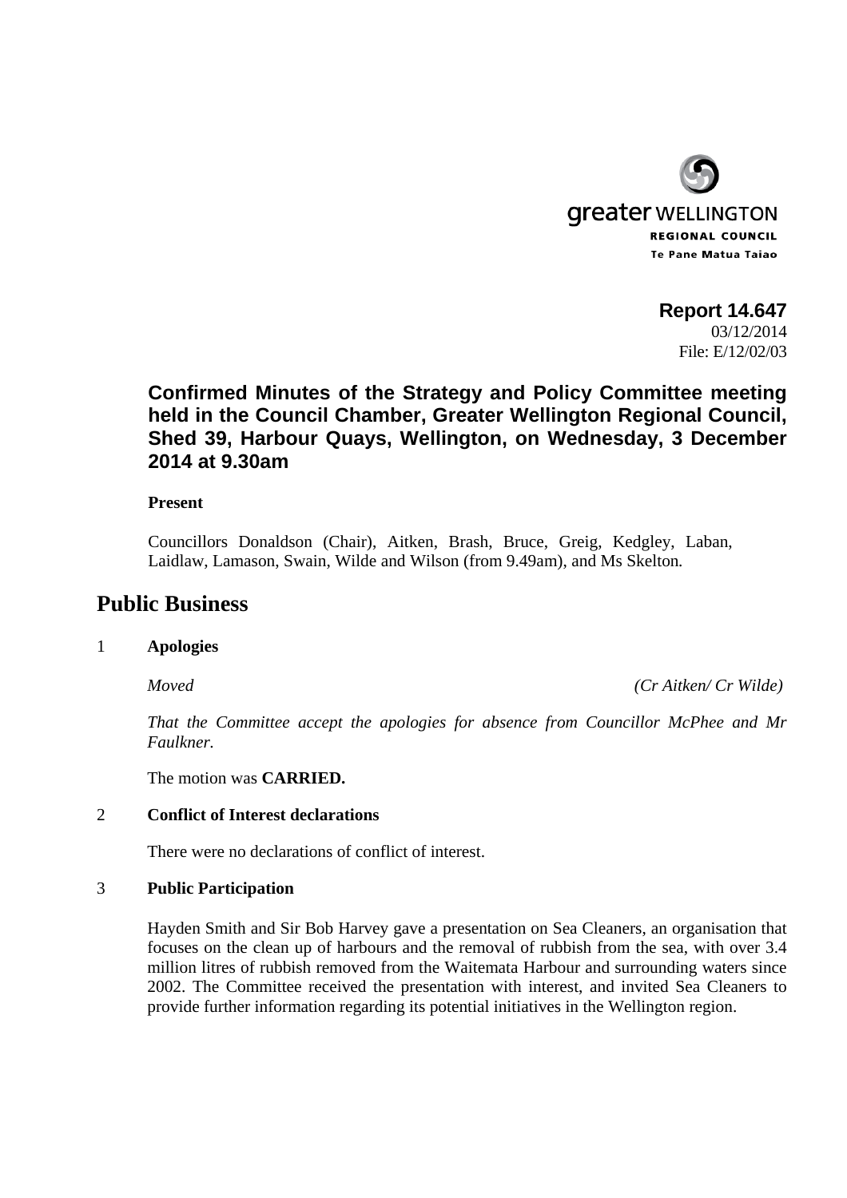greater WELLINGTON
REGIONAL COUNCIL
Te Pane Matua Taiao

**Report 14.647**
03/12/2014
File: E/12/02/03

### Confirmed Minutes of the Strategy and Policy Committee meeting held in the Council Chamber, Greater Wellington Regional Council, Shed 39, Harbour Quays, Wellington, on Wednesday, 3 December 2014 at 9.30am

**Present**

Councillors Donaldson (Chair), Aitken, Brash, Bruce, Greig, Kedgley, Laban, Laidlaw, Lamason, Swain, Wilde and Wilson (from 9.49am), and Ms Skelton.

## Public Business

1 **Apologies**

*Moved* *(Cr Aitken/ Cr Wilde)*

*That the Committee accept the apologies for absence from Councillor McPhee and Mr Faulkner.*

The motion was **CARRIED.**

2 **Conflict of Interest declarations**

There were no declarations of conflict of interest.

3 **Public Participation**

Hayden Smith and Sir Bob Harvey gave a presentation on Sea Cleaners, an organisation that focuses on the clean up of harbours and the removal of rubbish from the sea, with over 3.4 million litres of rubbish removed from the Waitemata Harbour and surrounding waters since 2002. The Committee received the presentation with interest, and invited Sea Cleaners to provide further information regarding its potential initiatives in the Wellington region.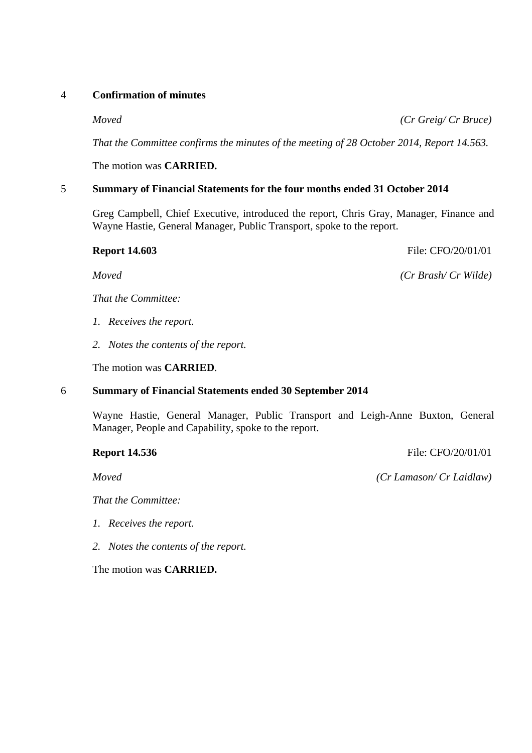## 4 Confirmation of minutes

*Moved* *(Cr Greig/ Cr Bruce)*

*That the Committee confirms the minutes of the meeting of 28 October 2014, Report 14.563.*

The motion was **CARRIED.**

## 5 Summary of Financial Statements for the four months ended 31 October 2014

Greg Campbell, Chief Executive, introduced the report, Chris Gray, Manager, Finance and Wayne Hastie, General Manager, Public Transport, spoke to the report.

**Report 14.603** File: CFO/20/01/01

*Moved* *(Cr Brash/ Cr Wilde)*

*That the Committee:*

1. *Receives the report.*
2. *Notes the contents of the report.*

The motion was **CARRIED**.

## 6 Summary of Financial Statements ended 30 September 2014

Wayne Hastie, General Manager, Public Transport and Leigh-Anne Buxton, General Manager, People and Capability, spoke to the report.

**Report 14.536** File: CFO/20/01/01

*Moved* *(Cr Lamason/ Cr Laidlaw)*

*That the Committee:*

1. *Receives the report.*
2. *Notes the contents of the report.*

The motion was **CARRIED.**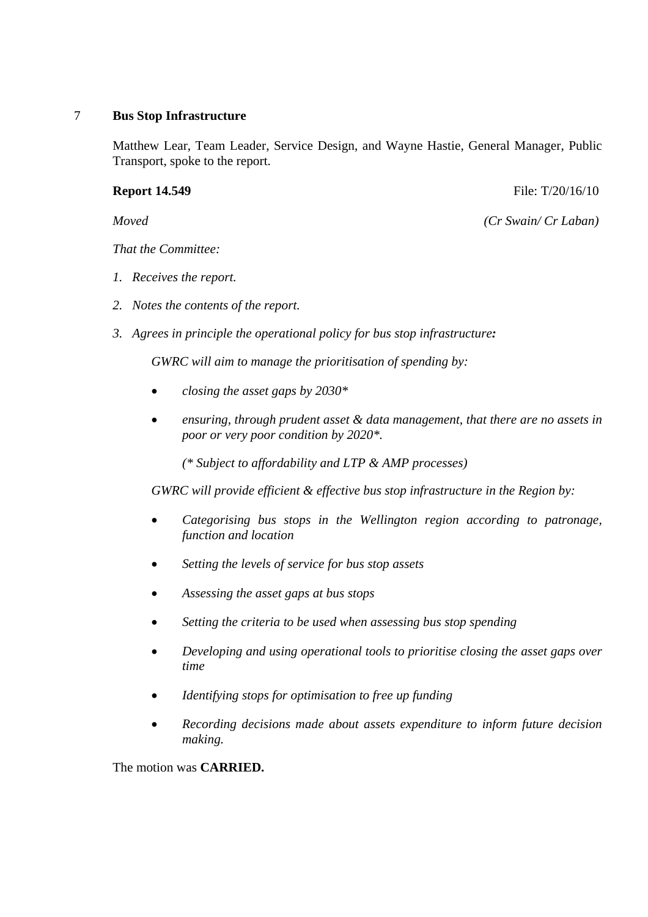## 7 Bus Stop Infrastructure

Matthew Lear, Team Leader, Service Design, and Wayne Hastie, General Manager, Public Transport, spoke to the report.

**Report 14.549** File: T/20/16/10

*Moved* *(Cr Swain/ Cr Laban)*

*That the Committee:*

1. *Receives the report.*
2. *Notes the contents of the report.*
3. *Agrees in principle the operational policy for bus stop infrastructure**:***

   *GWRC will aim to manage the prioritisation of spending by:*

   - *closing the asset gaps by 2030**
   - *ensuring, through prudent asset & data management, that there are no assets in poor or very poor condition by 2020*.*

     *(* Subject to affordability and LTP & AMP processes)*

   *GWRC will provide efficient & effective bus stop infrastructure in the Region by:*

   - *Categorising bus stops in the Wellington region according to patronage, function and location*
   - *Setting the levels of service for bus stop assets*
   - *Assessing the asset gaps at bus stops*
   - *Setting the criteria to be used when assessing bus stop spending*
   - *Developing and using operational tools to prioritise closing the asset gaps over time*
   - *Identifying stops for optimisation to free up funding*
   - *Recording decisions made about assets expenditure to inform future decision making.*

The motion was **CARRIED.**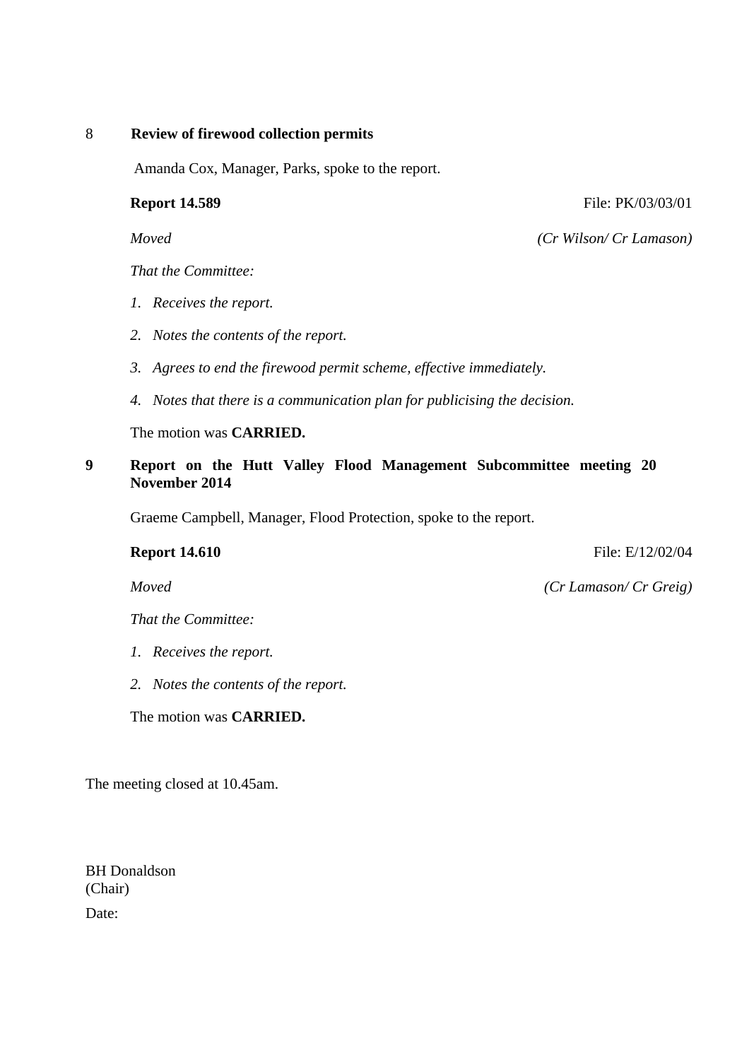## 8 Review of firewood collection permits

Amanda Cox, Manager, Parks, spoke to the report.

**Report 14.589** File: PK/03/03/01

*Moved* *(Cr Wilson/ Cr Lamason)*

*That the Committee:*

1. *Receives the report.*
2. *Notes the contents of the report.*
3. *Agrees to end the firewood permit scheme, effective immediately.*
4. *Notes that there is a communication plan for publicising the decision.*

The motion was **CARRIED.**

## 9 Report on the Hutt Valley Flood Management Subcommittee meeting 20 November 2014

Graeme Campbell, Manager, Flood Protection, spoke to the report.

**Report 14.610** File: E/12/02/04

*Moved* *(Cr Lamason/ Cr Greig)*

*That the Committee:*

1. *Receives the report.*
2. *Notes the contents of the report.*

The motion was **CARRIED.**

The meeting closed at 10.45am.

BH Donaldson
(Chair)

Date: